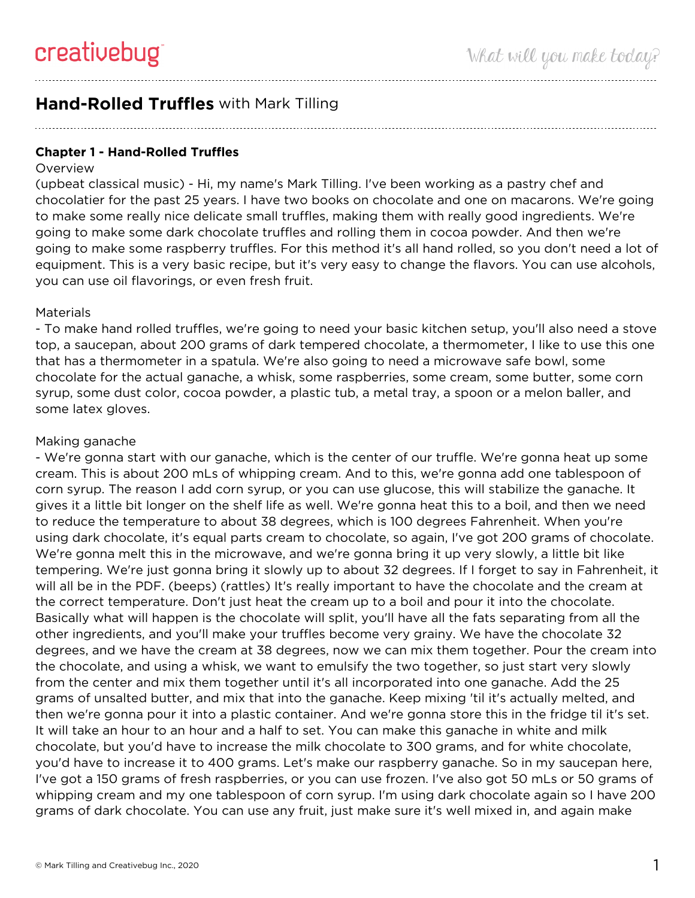# Hand-Rolled Truffles with Mark Tilling

## Chapter 1 - Hand-Rolled Truffles

### Overview

(upbeat classical music) - Hi, my name's Mark Tilling. I've been working as a pastry chef and chocolatier for the past 25 years. I have two books on chocolate and one on macarons. We're going to make some really nice delicate small truffles, making them with really good ingredients. We're going to make some dark chocolate truffles and rolling them in cocoa powder. And then we're going to make some raspberry truffles. For this method it's all hand rolled, so you don't need a lot of equipment. This is a very basic recipe, but it's very easy to change the flavors. You can use alcohols, you can use oil flavorings, or even fresh fruit.

### Materials

- To make hand rolled truffles, we're going to need your basic kitchen setup, you'll also need a stove top, a saucepan, about 200 grams of dark tempered chocolate, a thermometer, I like to use this one that has a thermometer in a spatula. We're also going to need a microwave safe bowl, some chocolate for the actual ganache, a whisk, some raspberries, some cream, some butter, some corn syrup, some dust color, cocoa powder, a plastic tub, a metal tray, a spoon or a melon baller, and some latex gloves.

### Making ganache

- We're gonna start with our ganache, which is the center of our truffle. We're gonna heat up some cream. This is about 200 mLs of whipping cream. And to this, we're gonna add one tablespoon of corn syrup. The reason I add corn syrup, or you can use glucose, this will stabilize the ganache. It gives it a little bit longer on the shelf life as well. We're gonna heat this to a boil, and then we need to reduce the temperature to about 38 degrees, which is 100 degrees Fahrenheit. When you're using dark chocolate, it's equal parts cream to chocolate, so again, I've got 200 grams of chocolate. We're gonna melt this in the microwave, and we're gonna bring it up very slowly, a little bit like tempering. We're just gonna bring it slowly up to about 32 degrees. If I forget to say in Fahrenheit, it will all be in the PDF. (beeps) (rattles) It's really important to have the chocolate and the cream at the correct temperature. Don't just heat the cream up to a boil and pour it into the chocolate. Basically what will happen is the chocolate will split, you'll have all the fats separating from all the other ingredients, and you'll make your truffles become very grainy. We have the chocolate 32 degrees, and we have the cream at 38 degrees, now we can mix them together. Pour the cream into the chocolate, and using a whisk, we want to emulsify the two together, so just start very slowly from the center and mix them together until it's all incorporated into one ganache. Add the 25 grams of unsalted butter, and mix that into the ganache. Keep mixing 'til it's actually melted, and then we're gonna pour it into a plastic container. And we're gonna store this in the fridge til it's set. It will take an hour to an hour and a half to set. You can make this ganache in white and milk chocolate, but you'd have to increase the milk chocolate to 300 grams, and for white chocolate, you'd have to increase it to 400 grams. Let's make our raspberry ganache. So in my saucepan here, I've got a 150 grams of fresh raspberries, or you can use frozen. I've also got 50 mLs or 50 grams of whipping cream and my one tablespoon of corn syrup. I'm using dark chocolate again so I have 200 grams of dark chocolate. You can use any fruit, just make sure it's well mixed in, and again make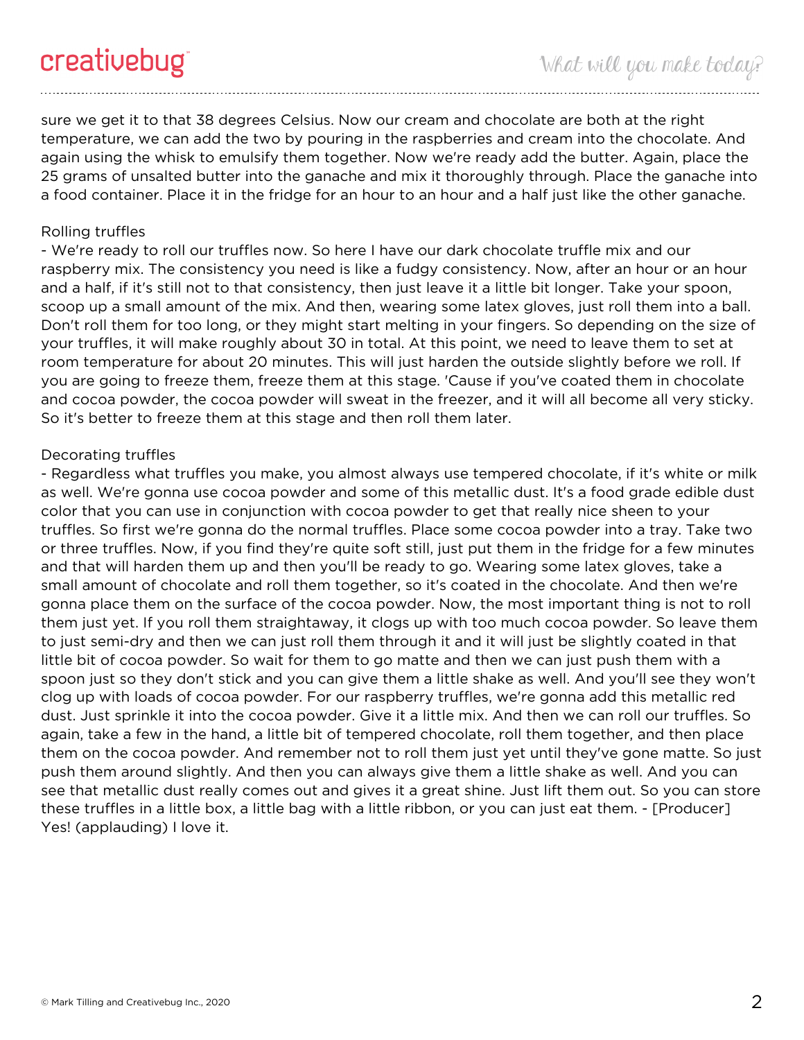sure we get it to that 38 degrees Celsius. Now our cream and chocolate are both at the right temperature, we can add the two by pouring in the raspberries and cream into the chocolate. And again using the whisk to emulsify them together. Now we're ready add the butter. Again, place the 25 grams of unsalted butter into the ganache and mix it thoroughly through. Place the ganache into a food container. Place it in the fridge for an hour to an hour and a half just like the other ganache.

Rolling truffles

- We're ready to roll our truffles now. So here I have our dark chocolate truffle mix and our raspberry mix. The consistency you need is like a fudgy consistency. Now, after an hour or an hour and a half, if it's still not to that consistency, then just leave it a little bit longer. Take your spoon, scoop up a small amount of the mix. And then, wearing some latex gloves, just roll them into a ball. Don't roll them for too long, or they might start melting in your fingers. So depending on the size of your truffles, it will make roughly about 30 in total. At this point, we need to leave them to set at room temperature for about 20 minutes. This will just harden the outside slightly before we roll. If you are going to freeze them, freeze them at this stage. 'Cause if you've coated them in chocolate and cocoa powder, the cocoa powder will sweat in the freezer, and it will all become all very sticky. So it's better to freeze them at this stage and then roll them later.

Decorating truffles

- Regardless what truffles you make, you almost always use tempered chocolate, if it's white or milk as well. We're gonna use cocoa powder and some of this metallic dust. It's a food grade edible dust color that you can use in conjunction with cocoa powder to get that really nice sheen to your truffles. So first we're gonna do the normal truffles. Place some cocoa powder into a tray. Take two or three truffles. Now, if you find they're quite soft still, just put them in the fridge for a few minutes and that will harden them up and then you'll be ready to go. Wearing some latex gloves, take a small amount of chocolate and roll them together, so it's coated in the chocolate. And then we're gonna place them on the surface of the cocoa powder. Now, the most important thing is not to roll them just yet. If you roll them straightaway, it clogs up with too much cocoa powder. So leave them to just semi-dry and then we can just roll them through it and it will just be slightly coated in that little bit of cocoa powder. So wait for them to go matte and then we can just push them with a spoon just so they don't stick and you can give them a little shake as well. And you'll see they won't clog up with loads of cocoa powder. For our raspberry truffles, we're gonna add this metallic red dust. Just sprinkle it into the cocoa powder. Give it a little mix. And then we can roll our truffles. So again, take a few in the hand, a little bit of tempered chocolate, roll them together, and then place them on the cocoa powder. And remember not to roll them just yet until they've gone matte. So just push them around slightly. And then you can always give them a little shake as well. And you can see that metallic dust really comes out and gives it a great shine. Just lift them out. So you can store these truffles in a little box, a little bag with a little ribbon, or you can just eat them. - [Producer] Yes! (applauding) I love it.

© Mark Tilling and Creativebug Inc., 2020